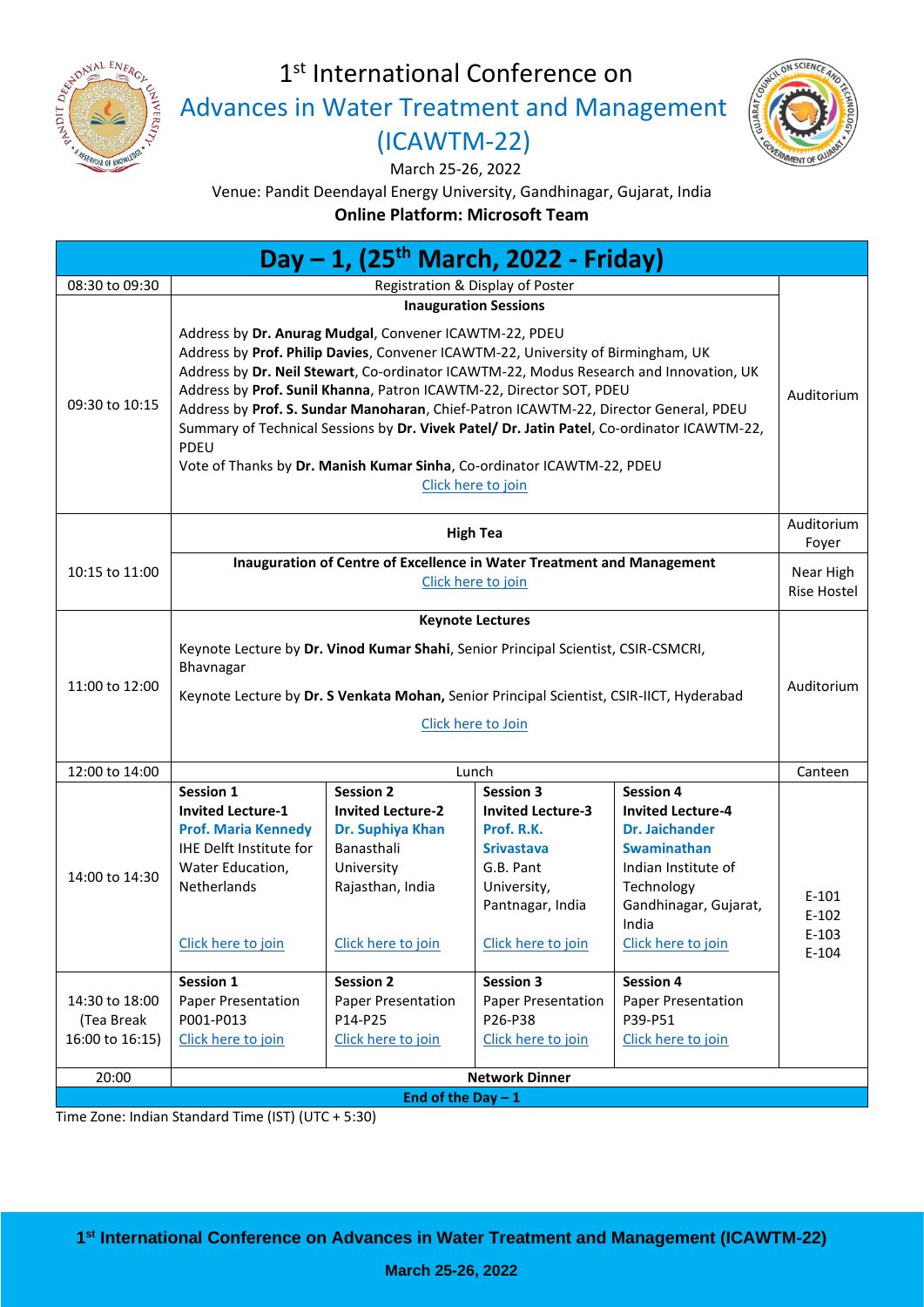# 1st International Conference on

## Advances in Water Treatment and Management (ICAWTM-22)

March 25-26, 2022

Venue: Pandit Deendayal Energy University, Gandhinagar, Gujarat, India

**Online Platform: Microsoft Team**

## Day – 1, (25th March, 2022 - Friday)

| Time | Programme | | | | Venue |
|---|---|---|---|---|---|
| 08:30 to 09:30 | Registration & Display of Poster | | | | |
| 09:30 to 10:15 | **Inauguration Sessions**<br><br>Address by **Dr. Anurag Mudgal**, Convener ICAWTM-22, PDEU<br>Address by **Prof. Philip Davies**, Convener ICAWTM-22, University of Birmingham, UK<br>Address by **Dr. Neil Stewart**, Co-ordinator ICAWTM-22, Modus Research and Innovation, UK<br>Address by **Prof. Sunil Khanna**, Patron ICAWTM-22, Director SOT, PDEU<br>Address by **Prof. S. Sundar Manoharan**, Chief-Patron ICAWTM-22, Director General, PDEU<br>Summary of Technical Sessions by **Dr. Vivek Patel/ Dr. Jatin Patel**, Co-ordinator ICAWTM-22, PDEU<br>Vote of Thanks by **Dr. Manish Kumar Sinha**, Co-ordinator ICAWTM-22, PDEU<br>Click here to join | | | | Auditorium |
| 10:15 to 11:00 | **High Tea** | | | | Auditorium Foyer |
| | **Inauguration of Centre of Excellence in Water Treatment and Management**<br>Click here to join | | | | Near High Rise Hostel |
| 11:00 to 12:00 | **Keynote Lectures**<br><br>Keynote Lecture by **Dr. Vinod Kumar Shahi**, Senior Principal Scientist, CSIR-CSMCRI, Bhavnagar<br><br>Keynote Lecture by **Dr. S Venkata Mohan,** Senior Principal Scientist, CSIR-IICT, Hyderabad<br><br>Click here to Join | | | | Auditorium |
| 12:00 to 14:00 | Lunch | | | | Canteen |
| 14:00 to 14:30 | **Session 1**<br>**Invited Lecture-1**<br>**Prof. Maria Kennedy**<br>IHE Delft Institute for Water Education, Netherlands<br><br>Click here to join | **Session 2**<br>**Invited Lecture-2**<br>**Dr. Suphiya Khan**<br>Banasthali University Rajasthan, India<br><br>Click here to join | **Session 3**<br>**Invited Lecture-3**<br>**Prof. R.K. Srivastava**<br>G.B. Pant University, Pantnagar, India<br><br>Click here to join | **Session 4**<br>**Invited Lecture-4**<br>**Dr. Jaichander Swaminathan**<br>Indian Institute of Technology Gandhinagar, Gujarat, India<br>Click here to join | E-101<br>E-102<br>E-103<br>E-104 |
| 14:30 to 18:00<br>(Tea Break 16:00 to 16:15) | **Session 1**<br>Paper Presentation<br>P001-P013<br>Click here to join | **Session 2**<br>Paper Presentation<br>P14-P25<br>Click here to join | **Session 3**<br>Paper Presentation<br>P26-P38<br>Click here to join | **Session 4**<br>Paper Presentation<br>P39-P51<br>Click here to join | |
| 20:00 | **Network Dinner** | | | | |
| **End of the Day – 1** | | | | | |

Time Zone: Indian Standard Time (IST) (UTC + 5:30)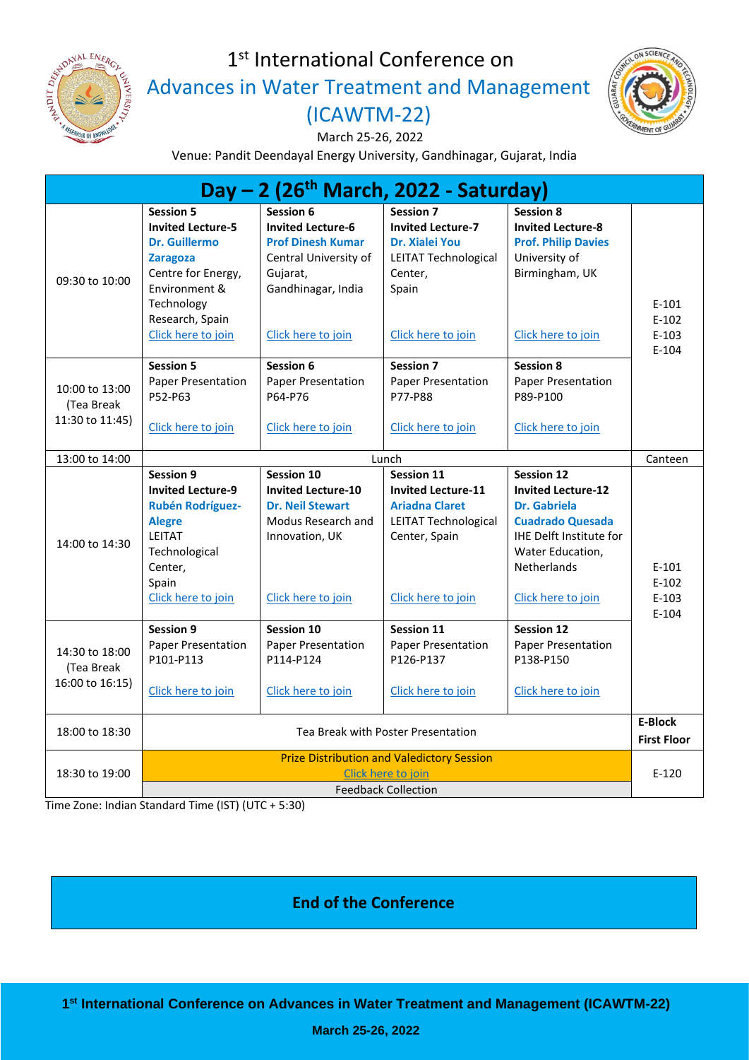# 1st International Conference on Advances in Water Treatment and Management (ICAWTM-22)

March 25-26, 2022

Venue: Pandit Deendayal Energy University, Gandhinagar, Gujarat, India

## Day – 2 (26th March, 2022 - Saturday)

| | | | | | |
|---|---|---|---|---|---|
| 09:30 to 10:00 | **Session 5**<br>**Invited Lecture-5**<br>**Dr. Guillermo Zaragoza**<br>Centre for Energy, Environment & Technology Research, Spain<br>Click here to join | **Session 6**<br>**Invited Lecture-6**<br>**Prof Dinesh Kumar**<br>Central University of Gujarat, Gandhinagar, India<br>Click here to join | **Session 7**<br>**Invited Lecture-7**<br>**Dr. Xialei You**<br>LEITAT Technological Center, Spain<br>Click here to join | **Session 8**<br>**Invited Lecture-8**<br>**Prof. Philip Davies**<br>University of Birmingham, UK<br>Click here to join | E-101<br>E-102<br>E-103<br>E-104 |
| 10:00 to 13:00 (Tea Break 11:30 to 11:45) | **Session 5**<br>Paper Presentation P52-P63<br>Click here to join | **Session 6**<br>Paper Presentation P64-P76<br>Click here to join | **Session 7**<br>Paper Presentation P77-P88<br>Click here to join | **Session 8**<br>Paper Presentation P89-P100<br>Click here to join | |
| 13:00 to 14:00 | Lunch | | | | Canteen |
| 14:00 to 14:30 | **Session 9**<br>**Invited Lecture-9**<br>**Rubén Rodríguez-Alegre**<br>LEITAT Technological Center, Spain<br>Click here to join | **Session 10**<br>**Invited Lecture-10**<br>**Dr. Neil Stewart**<br>Modus Research and Innovation, UK<br>Click here to join | **Session 11**<br>**Invited Lecture-11**<br>**Ariadna Claret**<br>LEITAT Technological Center, Spain<br>Click here to join | **Session 12**<br>**Invited Lecture-12**<br>**Dr. Gabriela Cuadrado Quesada**<br>IHE Delft Institute for Water Education, Netherlands<br>Click here to join | E-101<br>E-102<br>E-103<br>E-104 |
| 14:30 to 18:00 (Tea Break 16:00 to 16:15) | **Session 9**<br>Paper Presentation P101-P113<br>Click here to join | **Session 10**<br>Paper Presentation P114-P124<br>Click here to join | **Session 11**<br>Paper Presentation P126-P137<br>Click here to join | **Session 12**<br>Paper Presentation P138-P150<br>Click here to join | |
| 18:00 to 18:30 | Tea Break with Poster Presentation | | | | **E-Block First Floor** |
| 18:30 to 19:00 | Prize Distribution and Valedictory Session<br>Click here to join<br>Feedback Collection | | | | E-120 |

Time Zone: Indian Standard Time (IST) (UTC + 5:30)

## End of the Conference